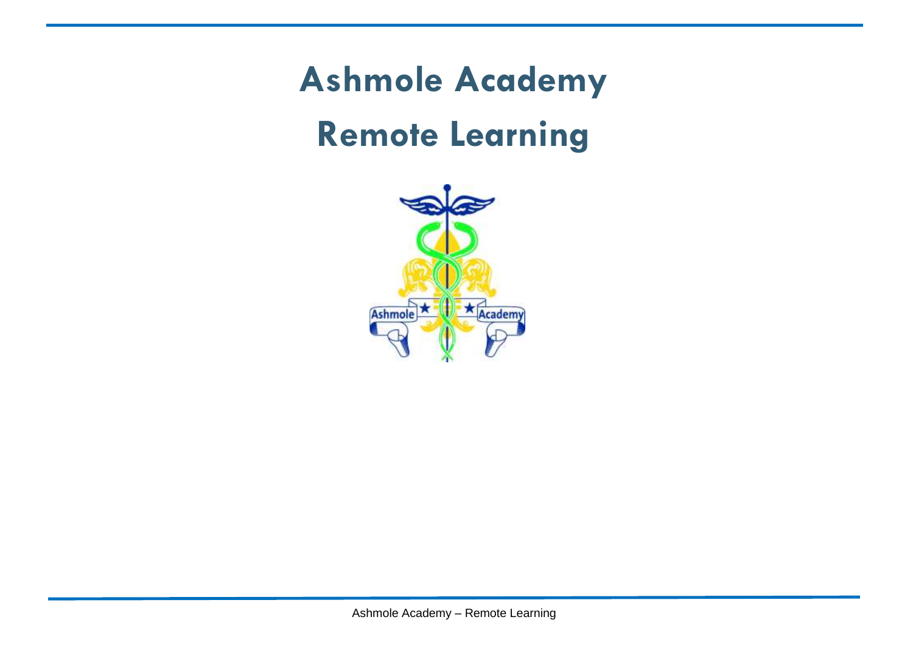# Ashmole Academy

# Remote Learning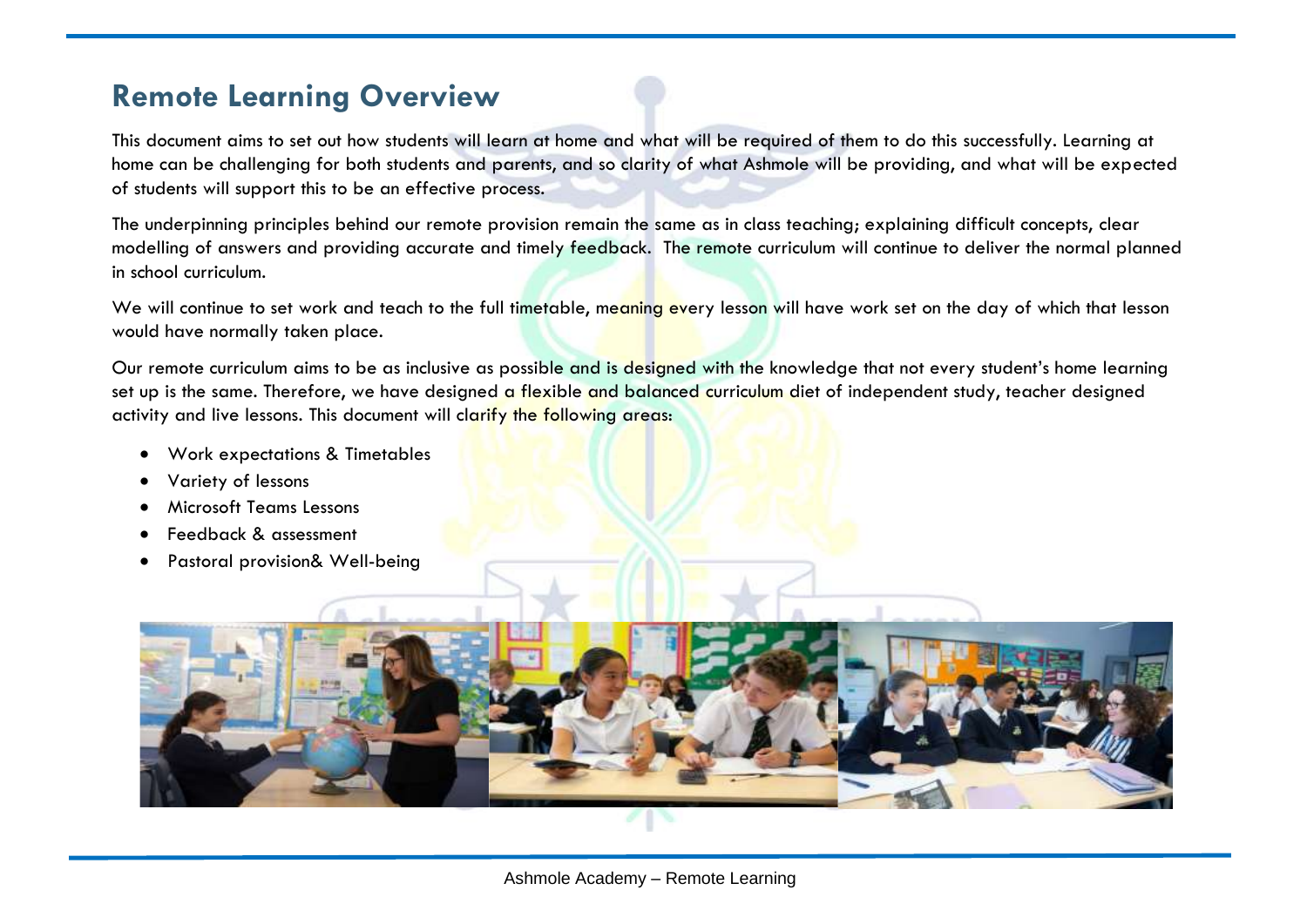## Remote Learning Overview

This document aims to set out how students will learn at home and what will be required of them to do this successfully. Learning at home can be challenging for both students and parents, and so clarity of what Ashmole will be providing, and what will be expected of students will support this to be an effective process.

The underpinning principles behind our remote provision remain the same as in class teaching; explaining difficult concepts, clear modelling of answers and providing accurate and timely feedback. The remote curriculum will continue to deliver the normal planned in school curriculum.

We will continue to set work and teach to the full timetable, meaning every lesson will have work set on the day of which that lesson would have normally taken place.

Our remote curriculum aims to be as inclusive as possible and is designed with the knowledge that not every student's home learning set up is the same. Therefore, we have designed a flexible and balanced curriculum diet of independent study, teacher designed activity and live lessons. This document will clarify the following areas:

- Work expectations & Timetables
- Variety of lessons
- Microsoft Teams Lessons
- Feedback & assessment
- Pastoral provision& Well-being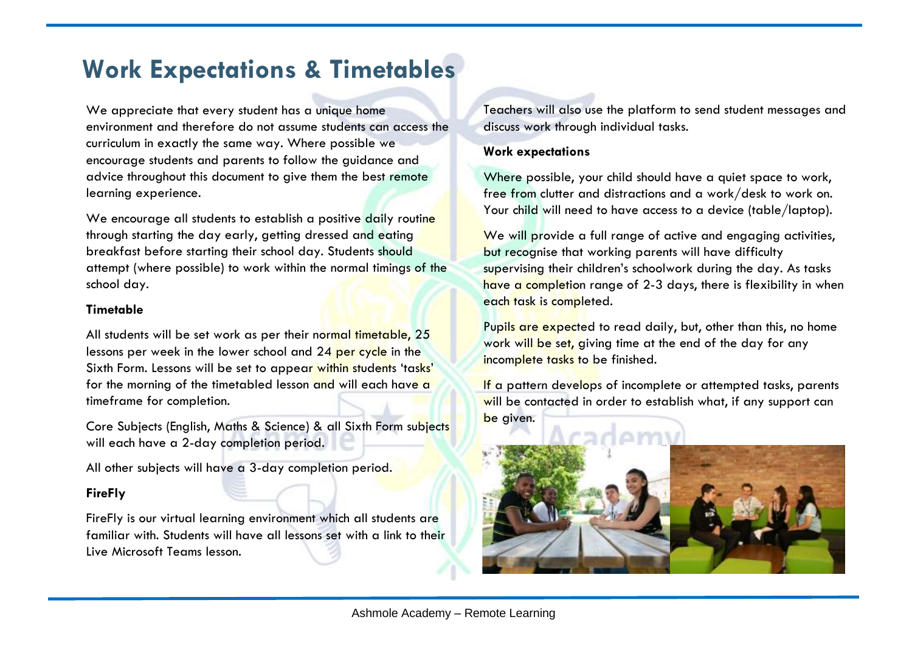# Work Expectations & Timetables

We appreciate that every student has a unique home environment and therefore do not assume students can access the curriculum in exactly the same way. Where possible we encourage students and parents to follow the guidance and advice throughout this document to give them the best remote learning experience.

We encourage all students to establish a positive daily routine through starting the day early, getting dressed and eating breakfast before starting their school day. Students should attempt (where possible) to work within the normal timings of the school day.

**Timetable**

All students will be set work as per their normal timetable, 25 lessons per week in the lower school and 24 per cycle in the Sixth Form. Lessons will be set to appear within students 'tasks' for the morning of the timetabled lesson and will each have a timeframe for completion.

Core Subjects (English, Maths & Science) & all Sixth Form subjects will each have a 2-day completion period.

All other subjects will have a 3-day completion period.

**FireFly**

FireFly is our virtual learning environment which all students are familiar with. Students will have all lessons set with a link to their Live Microsoft Teams lesson.

Teachers will also use the platform to send student messages and discuss work through individual tasks.

**Work expectations**

Where possible, your child should have a quiet space to work, free from clutter and distractions and a work/desk to work on. Your child will need to have access to a device (table/laptop).

We will provide a full range of active and engaging activities, but recognise that working parents will have difficulty supervising their children's schoolwork during the day. As tasks have a completion range of 2-3 days, there is flexibility in when each task is completed.

Pupils are expected to read daily, but, other than this, no home work will be set, giving time at the end of the day for any incomplete tasks to be finished.

If a pattern develops of incomplete or attempted tasks, parents will be contacted in order to establish what, if any support can be given.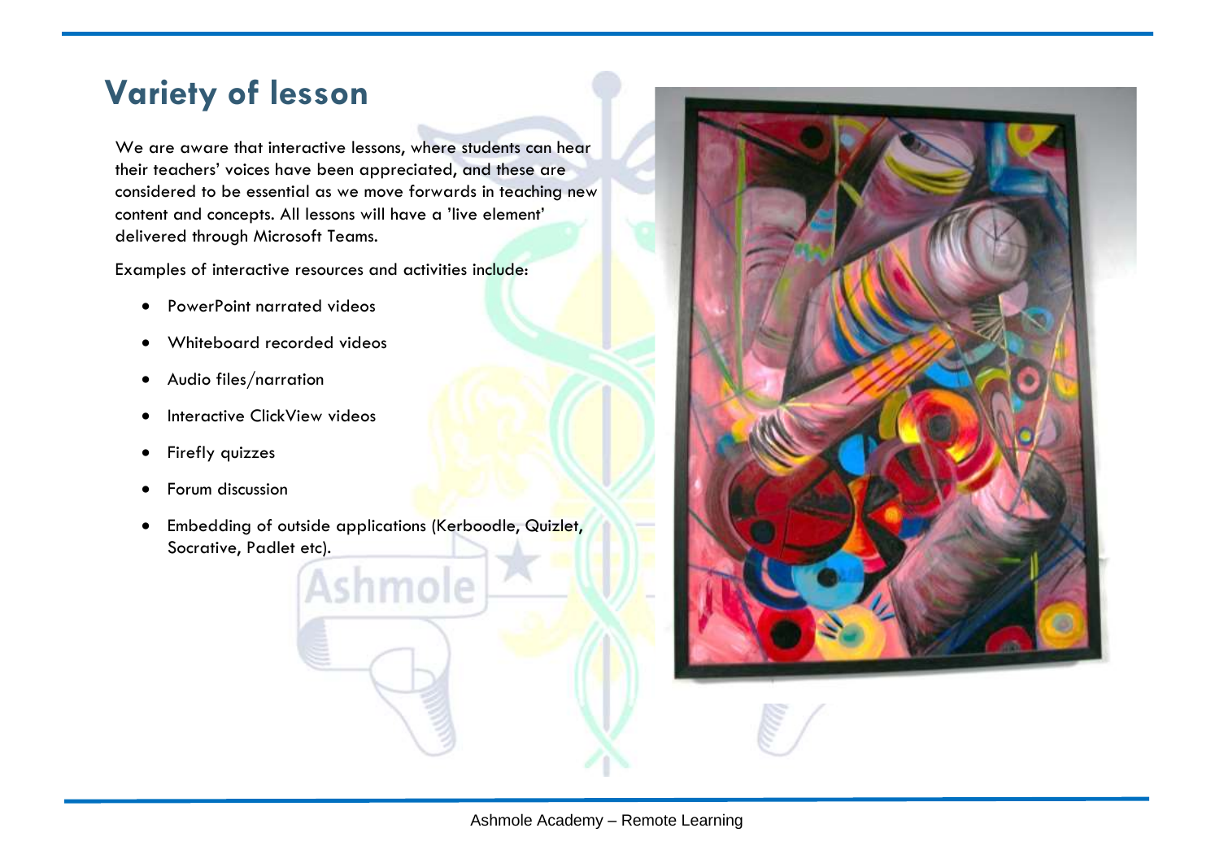# Variety of lesson

We are aware that interactive lessons, where students can hear their teachers' voices have been appreciated, and these are considered to be essential as we move forwards in teaching new content and concepts. All lessons will have a 'live element' delivered through Microsoft Teams.

Examples of interactive resources and activities include:

- PowerPoint narrated videos
- Whiteboard recorded videos
- Audio files/narration
- Interactive ClickView videos
- Firefly quizzes
- Forum discussion
- Embedding of outside applications (Kerboodle, Quizlet, Socrative, Padlet etc).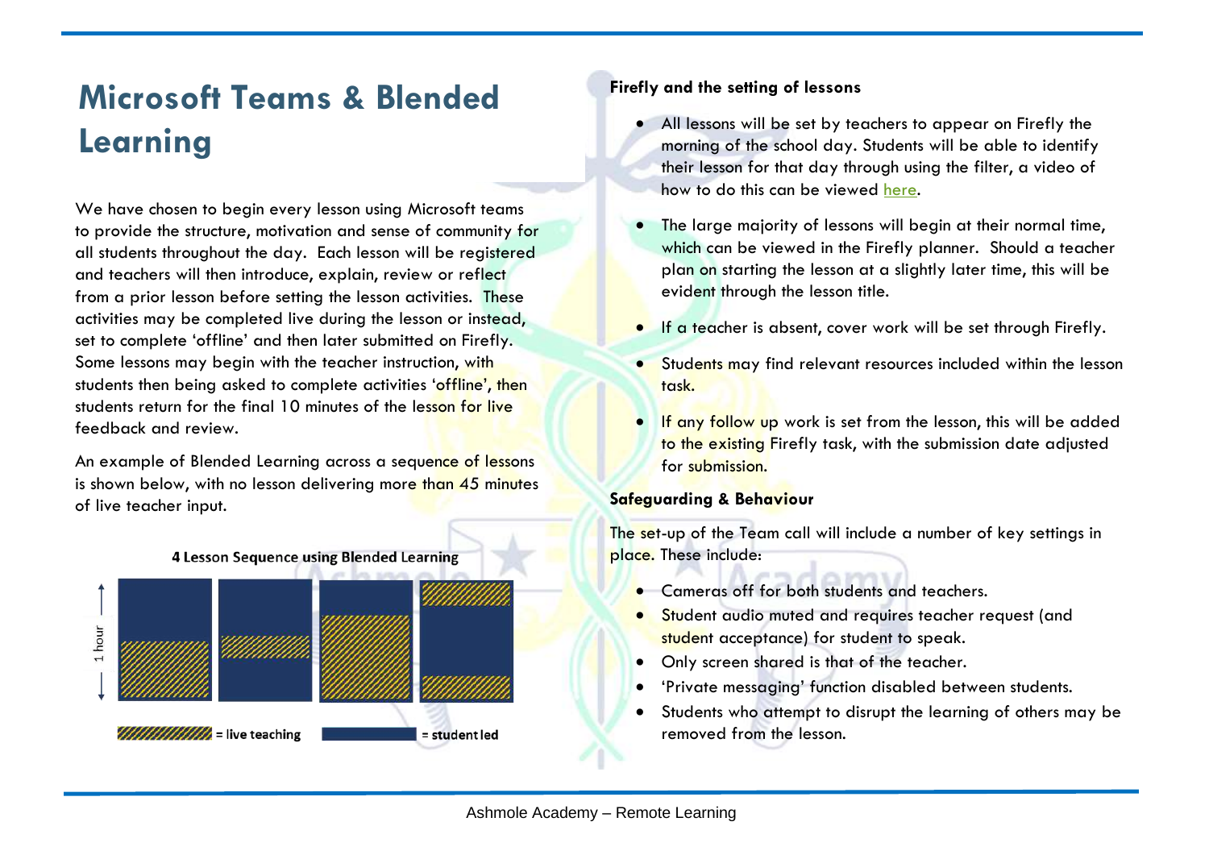# Microsoft Teams & Blended Learning

We have chosen to begin every lesson using Microsoft teams to provide the structure, motivation and sense of community for all students throughout the day. Each lesson will be registered and teachers will then introduce, explain, review or reflect from a prior lesson before setting the lesson activities. These activities may be completed live during the lesson or instead, set to complete 'offline' and then later submitted on Firefly. Some lessons may begin with the teacher instruction, with students then being asked to complete activities 'offline', then students return for the final 10 minutes of the lesson for live feedback and review.

An example of Blended Learning across a sequence of lessons is shown below, with no lesson delivering more than 45 minutes of live teacher input.

**4 Lesson Sequence using Blended Learning**

1 hour

= live teaching = student led

### Firefly and the setting of lessons

- All lessons will be set by teachers to appear on Firefly the morning of the school day. Students will be able to identify their lesson for that day through using the filter, a video of how to do this can be viewed here.
- The large majority of lessons will begin at their normal time, which can be viewed in the Firefly planner. Should a teacher plan on starting the lesson at a slightly later time, this will be evident through the lesson title.
- If a teacher is absent, cover work will be set through Firefly.
- Students may find relevant resources included within the lesson task.
- If any follow up work is set from the lesson, this will be added to the existing Firefly task, with the submission date adjusted for submission.

### Safeguarding & Behaviour

The set-up of the Team call will include a number of key settings in place. These include:

- Cameras off for both students and teachers.
- Student audio muted and requires teacher request (and student acceptance) for student to speak.
- Only screen shared is that of the teacher.
- 'Private messaging' function disabled between students.
- Students who attempt to disrupt the learning of others may be removed from the lesson.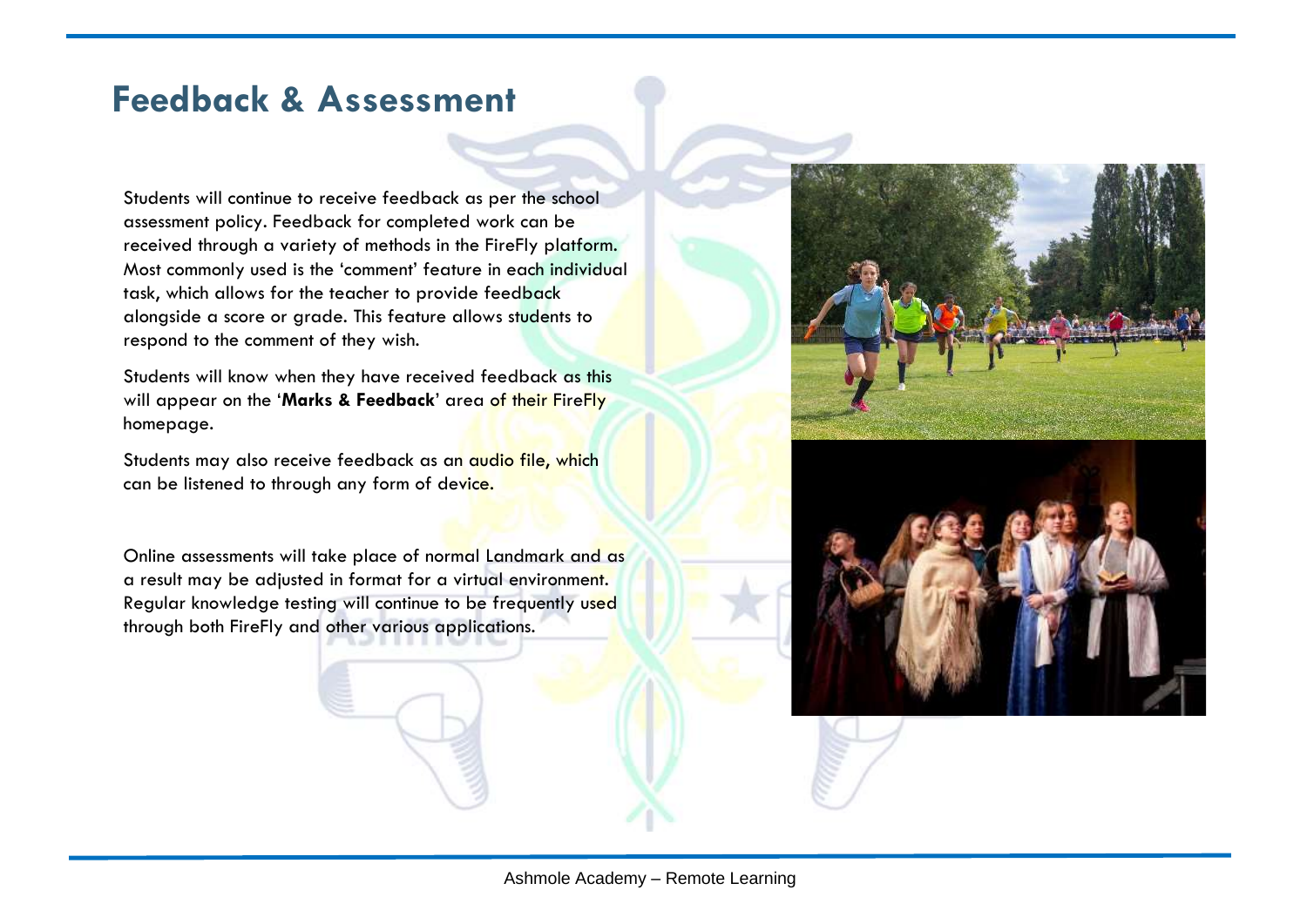# Feedback & Assessment

Students will continue to receive feedback as per the school assessment policy. Feedback for completed work can be received through a variety of methods in the FireFly platform. Most commonly used is the 'comment' feature in each individual task, which allows for the teacher to provide feedback alongside a score or grade. This feature allows students to respond to the comment of they wish.

Students will know when they have received feedback as this will appear on the '**Marks & Feedback**' area of their FireFly homepage.

Students may also receive feedback as an audio file, which can be listened to through any form of device.

Online assessments will take place of normal Landmark and as a result may be adjusted in format for a virtual environment. Regular knowledge testing will continue to be frequently used through both FireFly and other various applications.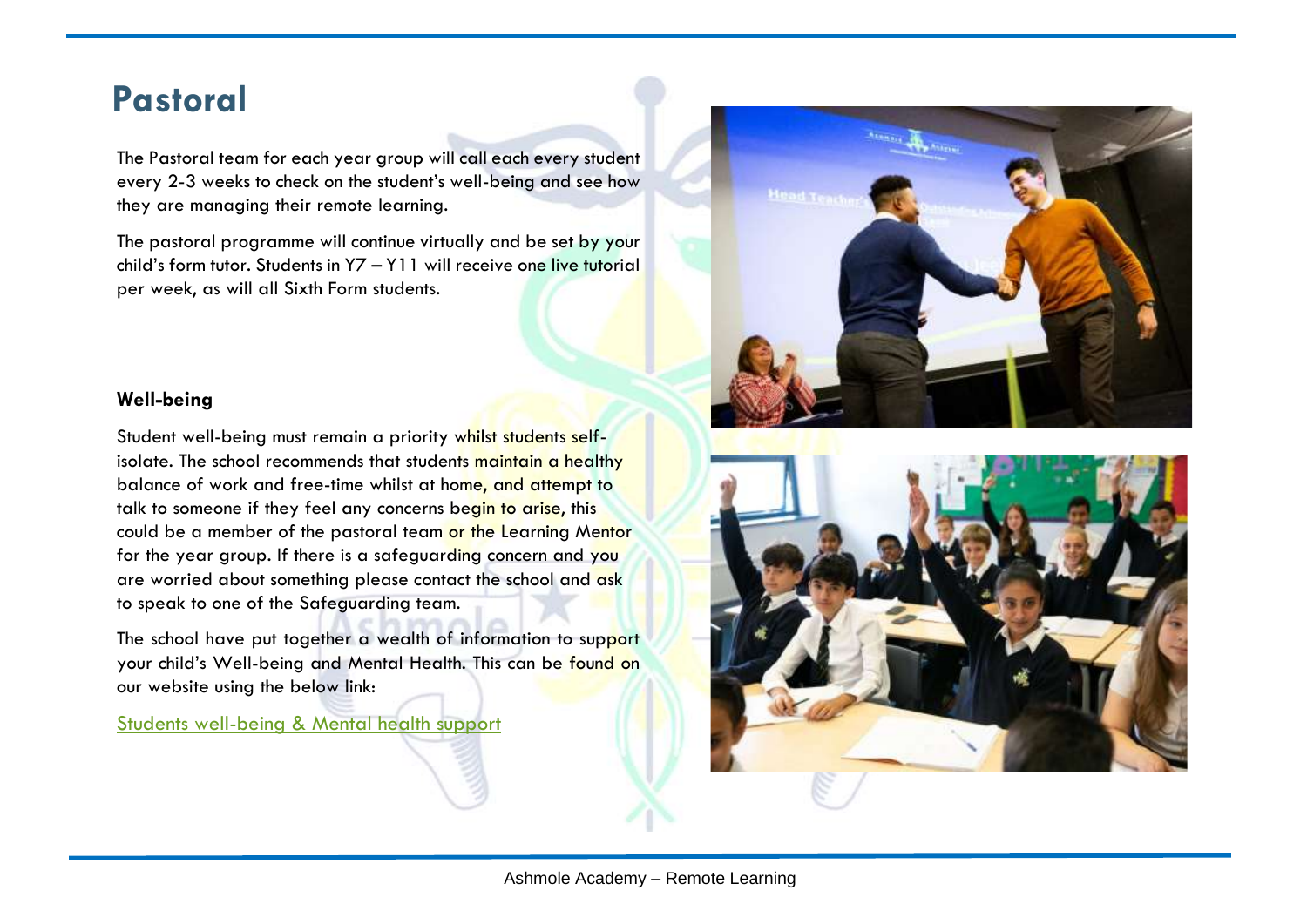# Pastoral

The Pastoral team for each year group will call each every student every 2-3 weeks to check on the student's well-being and see how they are managing their remote learning.

The pastoral programme will continue virtually and be set by your child's form tutor. Students in Y7 – Y11 will receive one live tutorial per week, as will all Sixth Form students.

### Well-being

Student well-being must remain a priority whilst students self-isolate. The school recommends that students maintain a healthy balance of work and free-time whilst at home, and attempt to talk to someone if they feel any concerns begin to arise, this could be a member of the pastoral team or the Learning Mentor for the year group. If there is a safeguarding concern and you are worried about something please contact the school and ask to speak to one of the Safeguarding team.

The school have put together a wealth of information to support your child's Well-being and Mental Health. This can be found on our website using the below link:

Students well-being & Mental health support